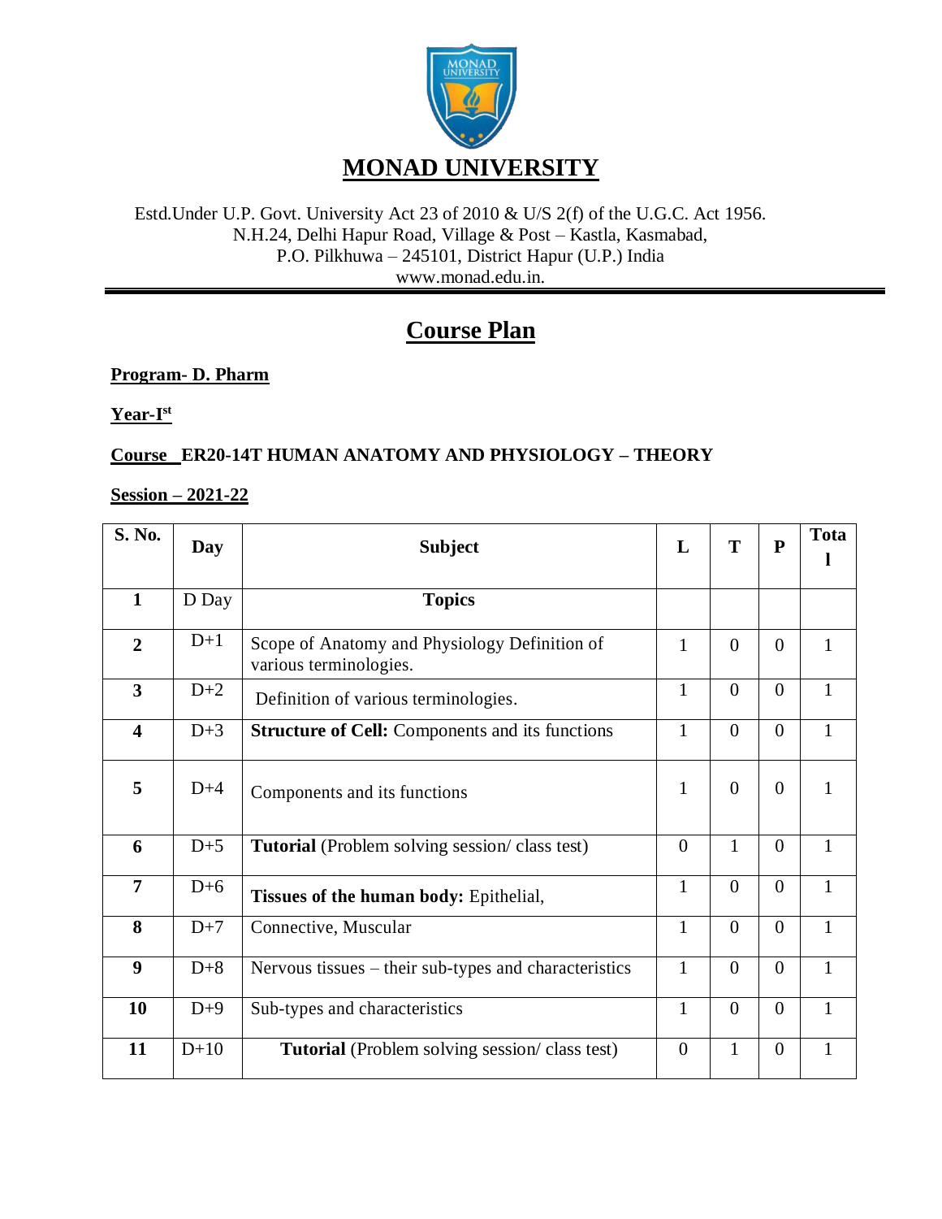# MONAD UNIVERSITY

Estd.Under U.P. Govt. University Act 23 of 2010 & U/S 2(f) of the U.G.C. Act 1956.
N.H.24, Delhi Hapur Road, Village & Post – Kastla, Kasmabad,
P.O. Pilkhuwa – 245101, District Hapur (U.P.) India
www.monad.edu.in.

## Course Plan

**Program- D. Pharm**

**Year-I[st]**

**Course ER20-14T HUMAN ANATOMY AND PHYSIOLOGY – THEORY**

**Session – 2021-22**

| S. No. | Day | Subject | L | T | P | Total |
|---|---|---|---|---|---|---|
| **1** | D Day | **Topics** | | | | |
| **2** | D+1 | Scope of Anatomy and Physiology Definition of various terminologies. | 1 | 0 | 0 | 1 |
| **3** | D+2 | Definition of various terminologies. | 1 | 0 | 0 | 1 |
| **4** | D+3 | **Structure of Cell:** Components and its functions | 1 | 0 | 0 | 1 |
| **5** | D+4 | Components and its functions | 1 | 0 | 0 | 1 |
| **6** | D+5 | **Tutorial** (Problem solving session/ class test) | 0 | 1 | 0 | 1 |
| **7** | D+6 | **Tissues of the human body:** Epithelial, | 1 | 0 | 0 | 1 |
| **8** | D+7 | Connective, Muscular | 1 | 0 | 0 | 1 |
| **9** | D+8 | Nervous tissues – their sub-types and characteristics | 1 | 0 | 0 | 1 |
| **10** | D+9 | Sub-types and characteristics | 1 | 0 | 0 | 1 |
| **11** | D+10 | **Tutorial** (Problem solving session/ class test) | 0 | 1 | 0 | 1 |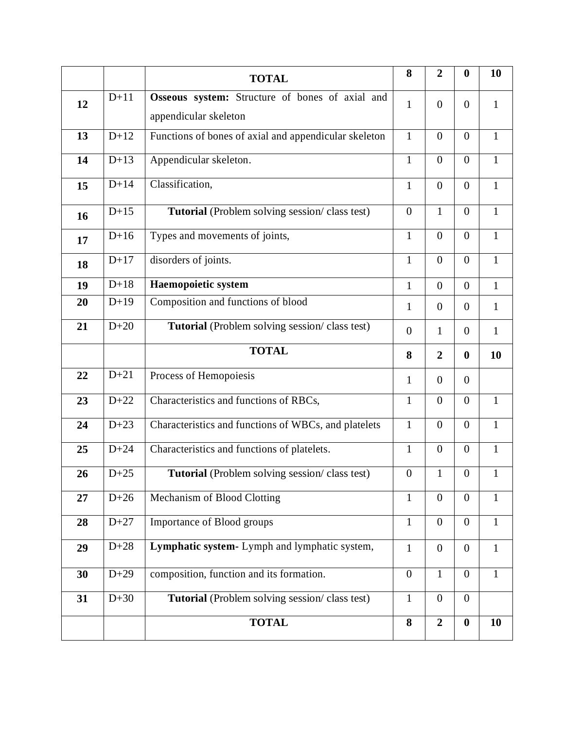|  |  | **TOTAL** | **8** | **2** | **0** | **10** |
|---|---|---|---|---|---|---|
| **12** | D+11 | **Osseous system:** Structure of bones of axial and appendicular skeleton | 1 | 0 | 0 | 1 |
| **13** | D+12 | Functions of bones of axial and appendicular skeleton | 1 | 0 | 0 | 1 |
| **14** | D+13 | Appendicular skeleton. | 1 | 0 | 0 | 1 |
| **15** | D+14 | Classification, | 1 | 0 | 0 | 1 |
| **16** | D+15 | **Tutorial** (Problem solving session/ class test) | 0 | 1 | 0 | 1 |
| **17** | D+16 | Types and movements of joints, | 1 | 0 | 0 | 1 |
| **18** | D+17 | disorders of joints. | 1 | 0 | 0 | 1 |
| **19** | D+18 | **Haemopoietic system** | 1 | 0 | 0 | 1 |
| **20** | D+19 | Composition and functions of blood | 1 | 0 | 0 | 1 |
| **21** | D+20 | **Tutorial** (Problem solving session/ class test) | 0 | 1 | 0 | 1 |
|  |  | **TOTAL** | **8** | **2** | **0** | **10** |
| **22** | D+21 | Process of Hemopoiesis | 1 | 0 | 0 |  |
| **23** | D+22 | Characteristics and functions of RBCs, | 1 | 0 | 0 | 1 |
| **24** | D+23 | Characteristics and functions of WBCs, and platelets | 1 | 0 | 0 | 1 |
| **25** | D+24 | Characteristics and functions of platelets. | 1 | 0 | 0 | 1 |
| **26** | D+25 | **Tutorial** (Problem solving session/ class test) | 0 | 1 | 0 | 1 |
| **27** | D+26 | Mechanism of Blood Clotting | 1 | 0 | 0 | 1 |
| **28** | D+27 | Importance of Blood groups | 1 | 0 | 0 | 1 |
| **29** | D+28 | **Lymphatic system-** Lymph and lymphatic system, | 1 | 0 | 0 | 1 |
| **30** | D+29 | composition, function and its formation. | 0 | 1 | 0 | 1 |
| **31** | D+30 | **Tutorial** (Problem solving session/ class test) | 1 | 0 | 0 |  |
|  |  | **TOTAL** | **8** | **2** | **0** | **10** |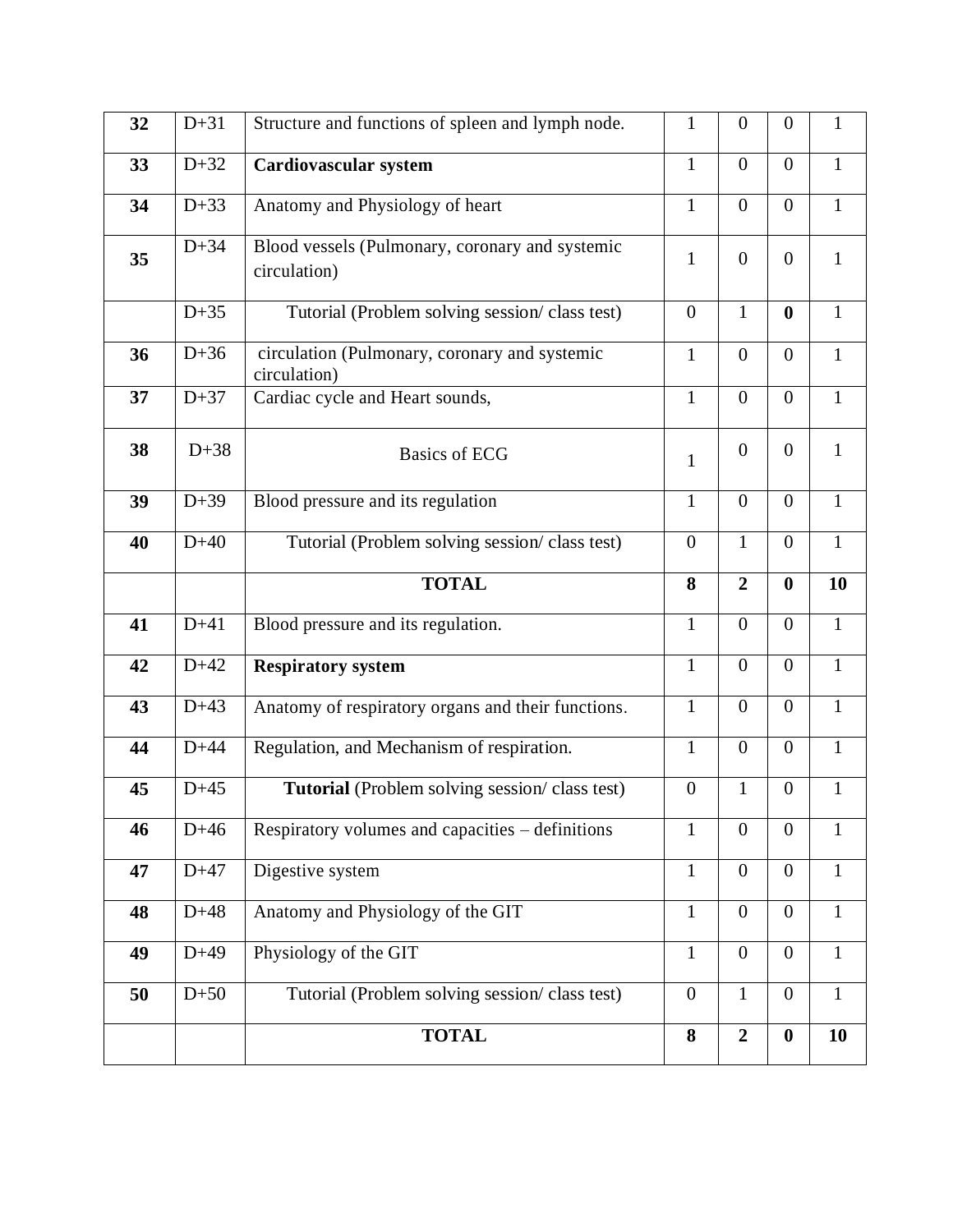| **32** | D+31 | Structure and functions of spleen and lymph node. | 1 | 0 | 0 | 1 |
|---|---|---|---|---|---|---|
| **33** | D+32 | **Cardiovascular system** | 1 | 0 | 0 | 1 |
| **34** | D+33 | Anatomy and Physiology of heart | 1 | 0 | 0 | 1 |
| **35** | D+34 | Blood vessels (Pulmonary, coronary and systemic circulation) | 1 | 0 | 0 | 1 |
| | D+35 | Tutorial (Problem solving session/ class test) | 0 | 1 | **0** | 1 |
| **36** | D+36 | circulation (Pulmonary, coronary and systemic circulation) | 1 | 0 | 0 | 1 |
| **37** | D+37 | Cardiac cycle and Heart sounds, | 1 | 0 | 0 | 1 |
| **38** | D+38 | Basics of ECG | 1 | 0 | 0 | 1 |
| **39** | D+39 | Blood pressure and its regulation | 1 | 0 | 0 | 1 |
| **40** | D+40 | Tutorial (Problem solving session/ class test) | 0 | 1 | 0 | 1 |
| | | **TOTAL** | **8** | **2** | **0** | **10** |
| **41** | D+41 | Blood pressure and its regulation. | 1 | 0 | 0 | 1 |
| **42** | D+42 | **Respiratory system** | 1 | 0 | 0 | 1 |
| **43** | D+43 | Anatomy of respiratory organs and their functions. | 1 | 0 | 0 | 1 |
| **44** | D+44 | Regulation, and Mechanism of respiration. | 1 | 0 | 0 | 1 |
| **45** | D+45 | **Tutorial** (Problem solving session/ class test) | 0 | 1 | 0 | 1 |
| **46** | D+46 | Respiratory volumes and capacities – definitions | 1 | 0 | 0 | 1 |
| **47** | D+47 | Digestive system | 1 | 0 | 0 | 1 |
| **48** | D+48 | Anatomy and Physiology of the GIT | 1 | 0 | 0 | 1 |
| **49** | D+49 | Physiology of the GIT | 1 | 0 | 0 | 1 |
| **50** | D+50 | Tutorial (Problem solving session/ class test) | 0 | 1 | 0 | 1 |
| | | **TOTAL** | **8** | **2** | **0** | **10** |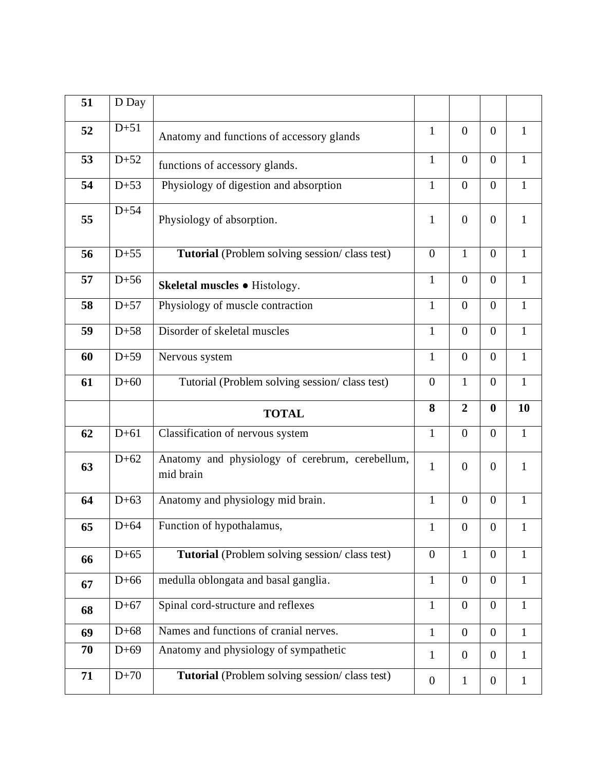| **51** | D Day | | | | | |
|---|---|---|---|---|---|---|
| **52** | D+51 | Anatomy and functions of accessory glands | 1 | 0 | 0 | 1 |
| **53** | D+52 | functions of accessory glands. | 1 | 0 | 0 | 1 |
| **54** | D+53 | Physiology of digestion and absorption | 1 | 0 | 0 | 1 |
| **55** | D+54 | Physiology of absorption. | 1 | 0 | 0 | 1 |
| **56** | D+55 | **Tutorial** (Problem solving session/ class test) | 0 | 1 | 0 | 1 |
| **57** | D+56 | **Skeletal muscles** ● Histology. | 1 | 0 | 0 | 1 |
| **58** | D+57 | Physiology of muscle contraction | 1 | 0 | 0 | 1 |
| **59** | D+58 | Disorder of skeletal muscles | 1 | 0 | 0 | 1 |
| **60** | D+59 | Nervous system | 1 | 0 | 0 | 1 |
| **61** | D+60 | Tutorial (Problem solving session/ class test) | 0 | 1 | 0 | 1 |
| | | **TOTAL** | **8** | **2** | **0** | **10** |
| **62** | D+61 | Classification of nervous system | 1 | 0 | 0 | 1 |
| **63** | D+62 | Anatomy and physiology of cerebrum, cerebellum, mid brain | 1 | 0 | 0 | 1 |
| **64** | D+63 | Anatomy and physiology mid brain. | 1 | 0 | 0 | 1 |
| **65** | D+64 | Function of hypothalamus, | 1 | 0 | 0 | 1 |
| **66** | D+65 | **Tutorial** (Problem solving session/ class test) | 0 | 1 | 0 | 1 |
| **67** | D+66 | medulla oblongata and basal ganglia. | 1 | 0 | 0 | 1 |
| **68** | D+67 | Spinal cord-structure and reflexes | 1 | 0 | 0 | 1 |
| **69** | D+68 | Names and functions of cranial nerves. | 1 | 0 | 0 | 1 |
| **70** | D+69 | Anatomy and physiology of sympathetic | 1 | 0 | 0 | 1 |
| **71** | D+70 | **Tutorial** (Problem solving session/ class test) | 0 | 1 | 0 | 1 |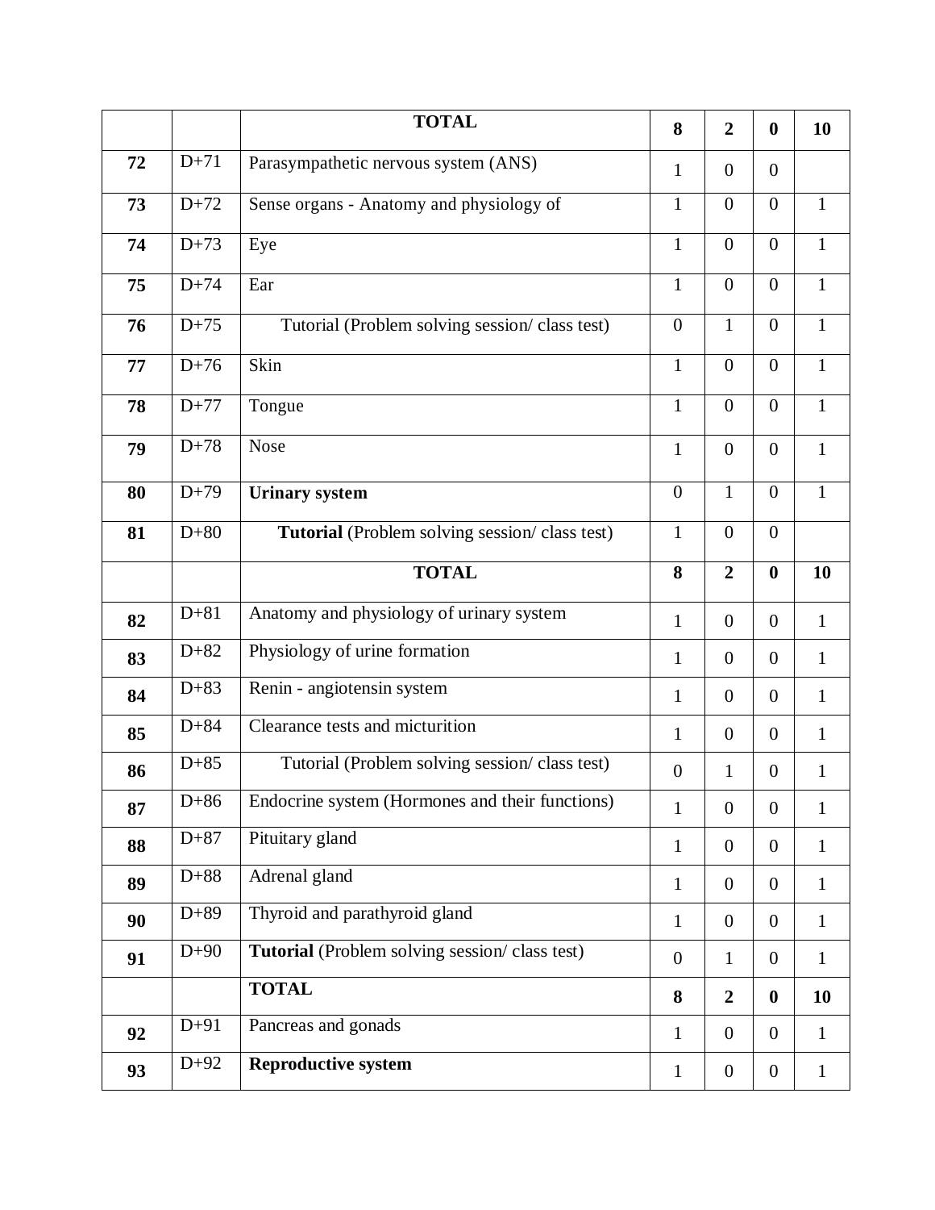| | | TOTAL | 8 | 2 | 0 | 10 |
|---|---|---|---|---|---|---|
| **72** | D+71 | Parasympathetic nervous system (ANS) | 1 | 0 | 0 | |
| **73** | D+72 | Sense organs - Anatomy and physiology of | 1 | 0 | 0 | 1 |
| **74** | D+73 | Eye | 1 | 0 | 0 | 1 |
| **75** | D+74 | Ear | 1 | 0 | 0 | 1 |
| **76** | D+75 | Tutorial (Problem solving session/ class test) | 0 | 1 | 0 | 1 |
| **77** | D+76 | Skin | 1 | 0 | 0 | 1 |
| **78** | D+77 | Tongue | 1 | 0 | 0 | 1 |
| **79** | D+78 | Nose | 1 | 0 | 0 | 1 |
| **80** | D+79 | **Urinary system** | 0 | 1 | 0 | 1 |
| **81** | D+80 | **Tutorial** (Problem solving session/ class test) | 1 | 0 | 0 | |
| | | **TOTAL** | **8** | **2** | **0** | **10** |
| **82** | D+81 | Anatomy and physiology of urinary system | 1 | 0 | 0 | 1 |
| **83** | D+82 | Physiology of urine formation | 1 | 0 | 0 | 1 |
| **84** | D+83 | Renin - angiotensin system | 1 | 0 | 0 | 1 |
| **85** | D+84 | Clearance tests and micturition | 1 | 0 | 0 | 1 |
| **86** | D+85 | Tutorial (Problem solving session/ class test) | 0 | 1 | 0 | 1 |
| **87** | D+86 | Endocrine system (Hormones and their functions) | 1 | 0 | 0 | 1 |
| **88** | D+87 | Pituitary gland | 1 | 0 | 0 | 1 |
| **89** | D+88 | Adrenal gland | 1 | 0 | 0 | 1 |
| **90** | D+89 | Thyroid and parathyroid gland | 1 | 0 | 0 | 1 |
| **91** | D+90 | **Tutorial** (Problem solving session/ class test) | 0 | 1 | 0 | 1 |
| | | **TOTAL** | **8** | **2** | **0** | **10** |
| **92** | D+91 | Pancreas and gonads | 1 | 0 | 0 | 1 |
| **93** | D+92 | **Reproductive system** | 1 | 0 | 0 | 1 |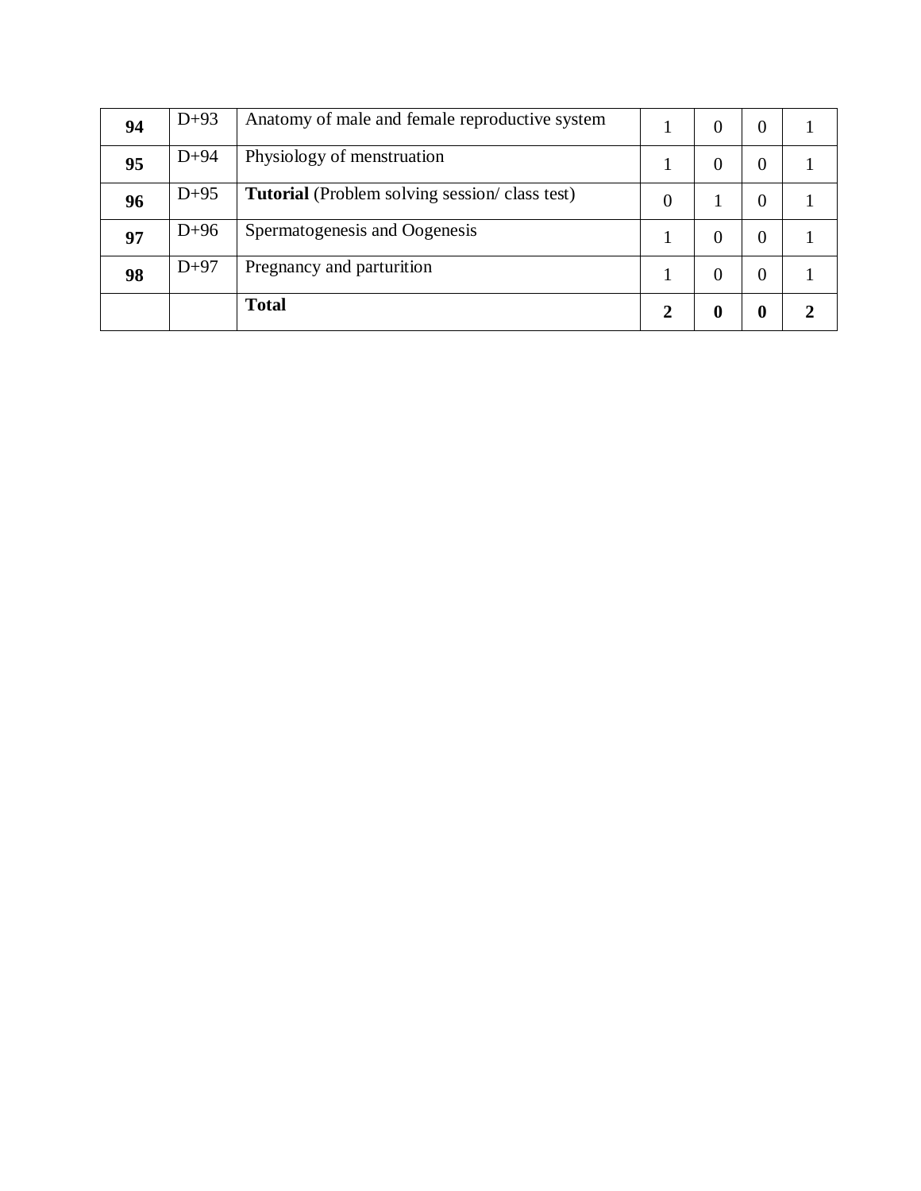| **94** | D+93 | Anatomy of male and female reproductive system | 1 | 0 | 0 | 1 |
|---|---|---|---|---|---|---|
| **95** | D+94 | Physiology of menstruation | 1 | 0 | 0 | 1 |
| **96** | D+95 | **Tutorial** (Problem solving session/ class test) | 0 | 1 | 0 | 1 |
| **97** | D+96 | Spermatogenesis and Oogenesis | 1 | 0 | 0 | 1 |
| **98** | D+97 | Pregnancy and parturition | 1 | 0 | 0 | 1 |
| | | **Total** | **2** | **0** | **0** | **2** |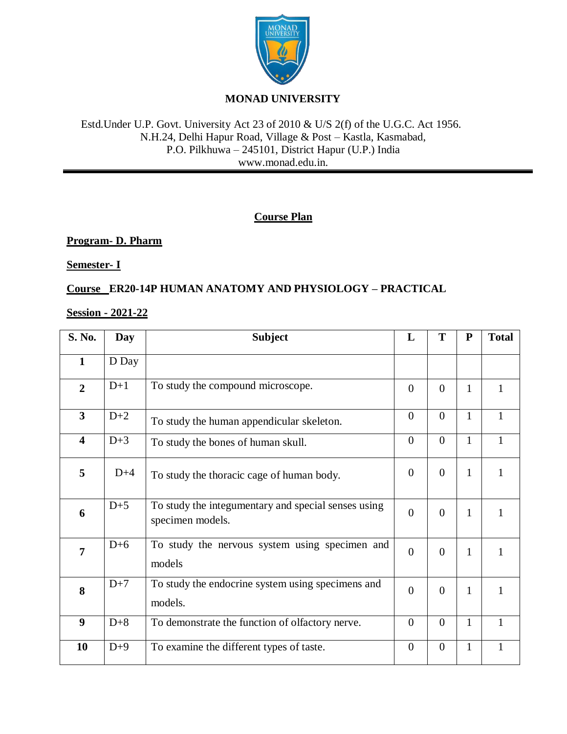**MONAD UNIVERSITY**

Estd.Under U.P. Govt. University Act 23 of 2010 & U/S 2(f) of the U.G.C. Act 1956.
N.H.24, Delhi Hapur Road, Village & Post – Kastla, Kasmabad,
P.O. Pilkhuwa – 245101, District Hapur (U.P.) India
www.monad.edu.in.

## Course Plan

**Program- D. Pharm**

**Semester- I**

**Course ER20-14P HUMAN ANATOMY AND PHYSIOLOGY – PRACTICAL**

**Session - 2021-22**

| S. No. | Day | Subject | L | T | P | Total |
|---|---|---|---|---|---|---|
| 1 | D Day | | | | | |
| 2 | D+1 | To study the compound microscope. | 0 | 0 | 1 | 1 |
| 3 | D+2 | To study the human appendicular skeleton. | 0 | 0 | 1 | 1 |
| 4 | D+3 | To study the bones of human skull. | 0 | 0 | 1 | 1 |
| 5 | D+4 | To study the thoracic cage of human body. | 0 | 0 | 1 | 1 |
| 6 | D+5 | To study the integumentary and special senses using specimen models. | 0 | 0 | 1 | 1 |
| 7 | D+6 | To study the nervous system using specimen and models | 0 | 0 | 1 | 1 |
| 8 | D+7 | To study the endocrine system using specimens and models. | 0 | 0 | 1 | 1 |
| 9 | D+8 | To demonstrate the function of olfactory nerve. | 0 | 0 | 1 | 1 |
| 10 | D+9 | To examine the different types of taste. | 0 | 0 | 1 | 1 |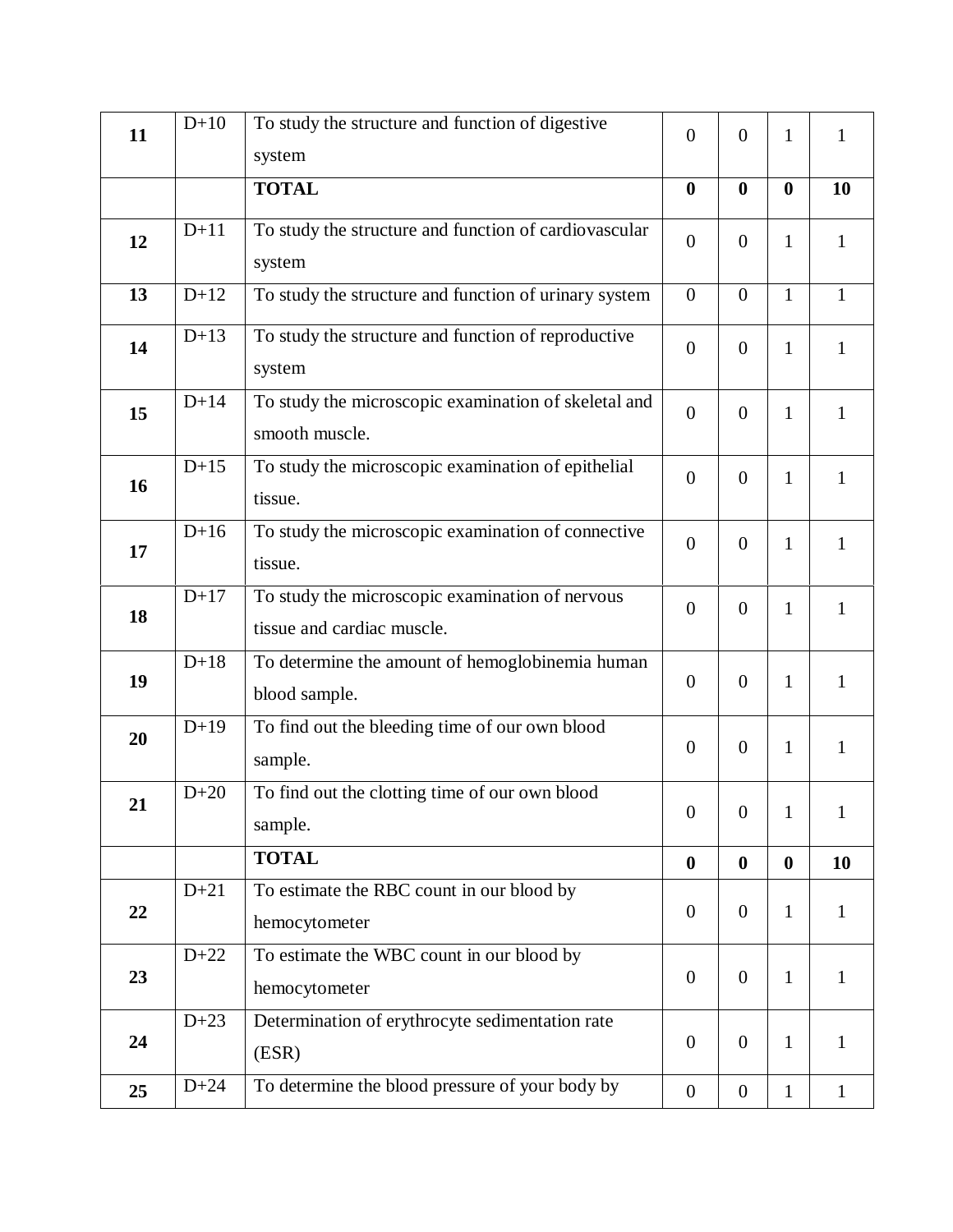| | | | | | | |
|---|---|---|---|---|---|---|
| **11** | D+10 | To study the structure and function of digestive system | 0 | 0 | 1 | 1 |
| | | **TOTAL** | **0** | **0** | **0** | **10** |
| **12** | D+11 | To study the structure and function of cardiovascular system | 0 | 0 | 1 | 1 |
| **13** | D+12 | To study the structure and function of urinary system | 0 | 0 | 1 | 1 |
| **14** | D+13 | To study the structure and function of reproductive system | 0 | 0 | 1 | 1 |
| **15** | D+14 | To study the microscopic examination of skeletal and smooth muscle. | 0 | 0 | 1 | 1 |
| **16** | D+15 | To study the microscopic examination of epithelial tissue. | 0 | 0 | 1 | 1 |
| **17** | D+16 | To study the microscopic examination of connective tissue. | 0 | 0 | 1 | 1 |
| **18** | D+17 | To study the microscopic examination of nervous tissue and cardiac muscle. | 0 | 0 | 1 | 1 |
| **19** | D+18 | To determine the amount of hemoglobinemia human blood sample. | 0 | 0 | 1 | 1 |
| **20** | D+19 | To find out the bleeding time of our own blood sample. | 0 | 0 | 1 | 1 |
| **21** | D+20 | To find out the clotting time of our own blood sample. | 0 | 0 | 1 | 1 |
| | | **TOTAL** | **0** | **0** | **0** | **10** |
| **22** | D+21 | To estimate the RBC count in our blood by hemocytometer | 0 | 0 | 1 | 1 |
| **23** | D+22 | To estimate the WBC count in our blood by hemocytometer | 0 | 0 | 1 | 1 |
| **24** | D+23 | Determination of erythrocyte sedimentation rate (ESR) | 0 | 0 | 1 | 1 |
| **25** | D+24 | To determine the blood pressure of your body by | 0 | 0 | 1 | 1 |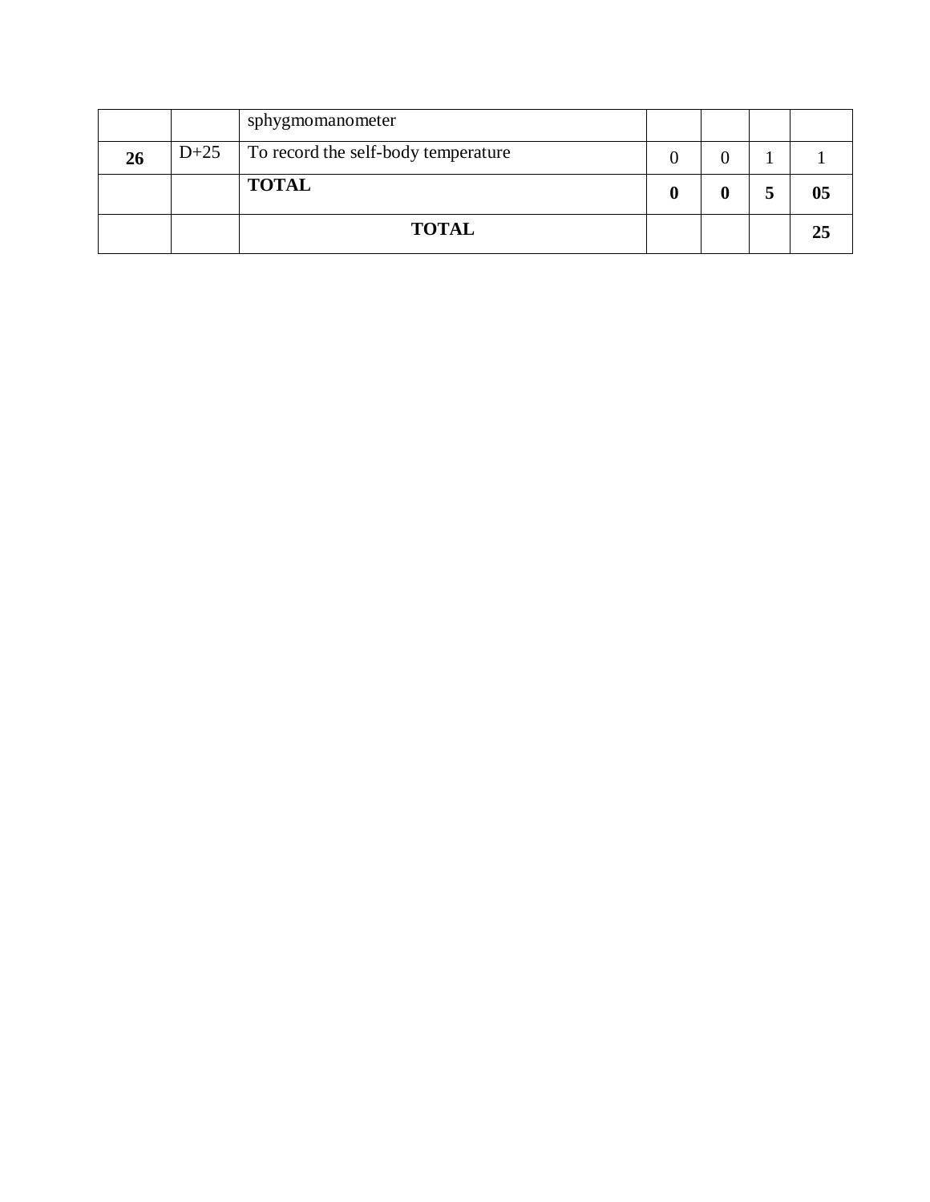| | | | | | | |
|---|---|---|---|---|---|---|
| | | sphygmomanometer | | | | |
| **26** | D+25 | To record the self-body temperature | 0 | 0 | 1 | 1 |
| | | **TOTAL** | **0** | **0** | **5** | **05** |
| | | **TOTAL** | | | | **25** |